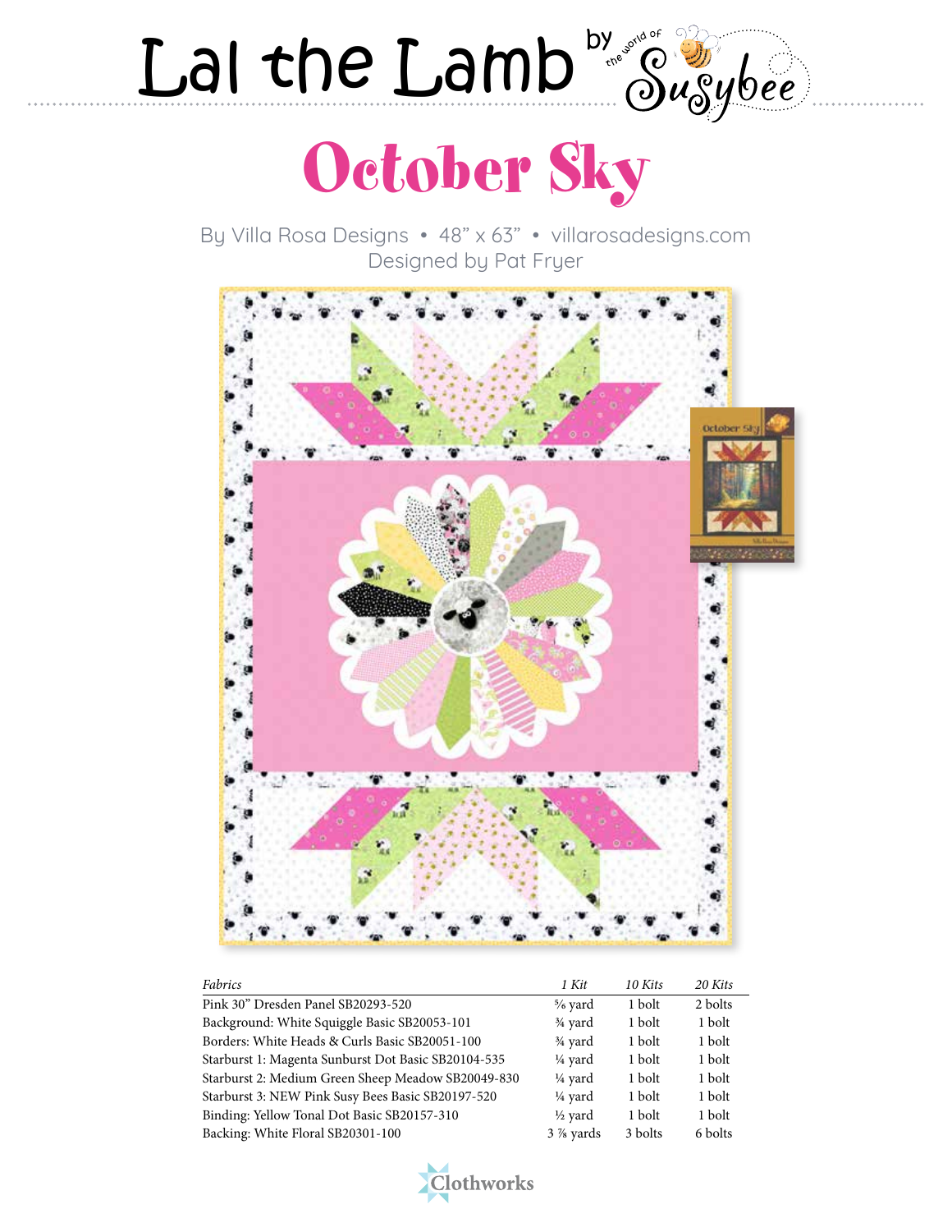# Lal the Lamb by the world of Susybee

## October Sky

By Villa Rosa Designs • 48" x 63" • villarosadesigns.com
Designed by Pat Fryer

| *Fabrics* | *1 Kit* | *10 Kits* | *20 Kits* |
|---|---|---|---|
| Pink 30" Dresden Panel SB20293-520 | ⅝ yard | 1 bolt | 2 bolts |
| Background: White Squiggle Basic SB20053-101 | ¾ yard | 1 bolt | 1 bolt |
| Borders: White Heads & Curls Basic SB20051-100 | ¾ yard | 1 bolt | 1 bolt |
| Starburst 1: Magenta Sunburst Dot Basic SB20104-535 | ¼ yard | 1 bolt | 1 bolt |
| Starburst 2: Medium Green Sheep Meadow SB20049-830 | ¼ yard | 1 bolt | 1 bolt |
| Starburst 3: NEW Pink Susy Bees Basic SB20197-520 | ¼ yard | 1 bolt | 1 bolt |
| Binding: Yellow Tonal Dot Basic SB20157-310 | ½ yard | 1 bolt | 1 bolt |
| Backing: White Floral SB20301-100 | 3 ⅞ yards | 3 bolts | 6 bolts |

Clothworks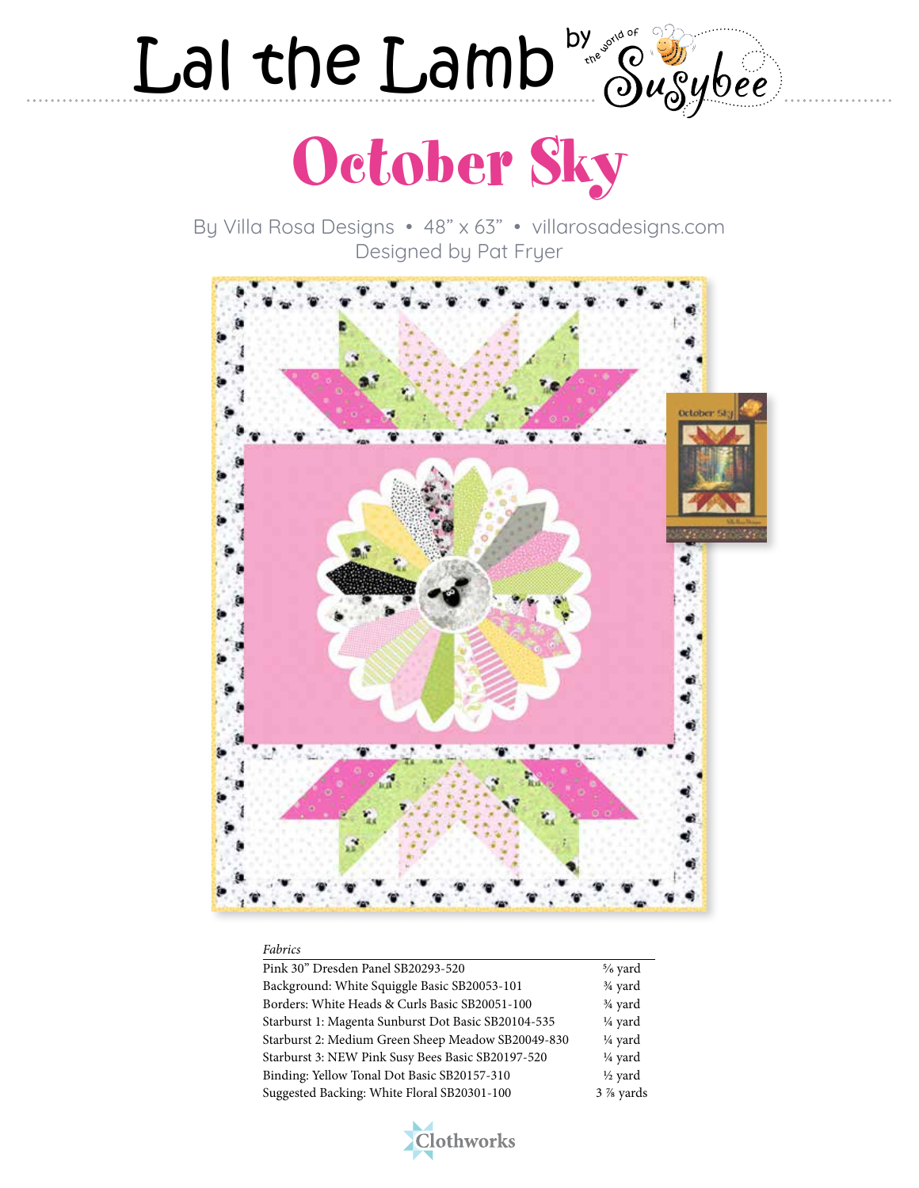# Lal the Lamb by the world of Susybee

# October Sky

By Villa Rosa Designs • 48" x 63" • villarosadesigns.com
Designed by Pat Fryer

*Fabrics*

| | |
|---|---|
| Pink 30" Dresden Panel SB20293-520 | ⅝ yard |
| Background: White Squiggle Basic SB20053-101 | ¾ yard |
| Borders: White Heads & Curls Basic SB20051-100 | ¾ yard |
| Starburst 1: Magenta Sunburst Dot Basic SB20104-535 | ¼ yard |
| Starburst 2: Medium Green Sheep Meadow SB20049-830 | ¼ yard |
| Starburst 3: NEW Pink Susy Bees Basic SB20197-520 | ¼ yard |
| Binding: Yellow Tonal Dot Basic SB20157-310 | ½ yard |
| Suggested Backing: White Floral SB20301-100 | 3 ⅞ yards |

Clothworks